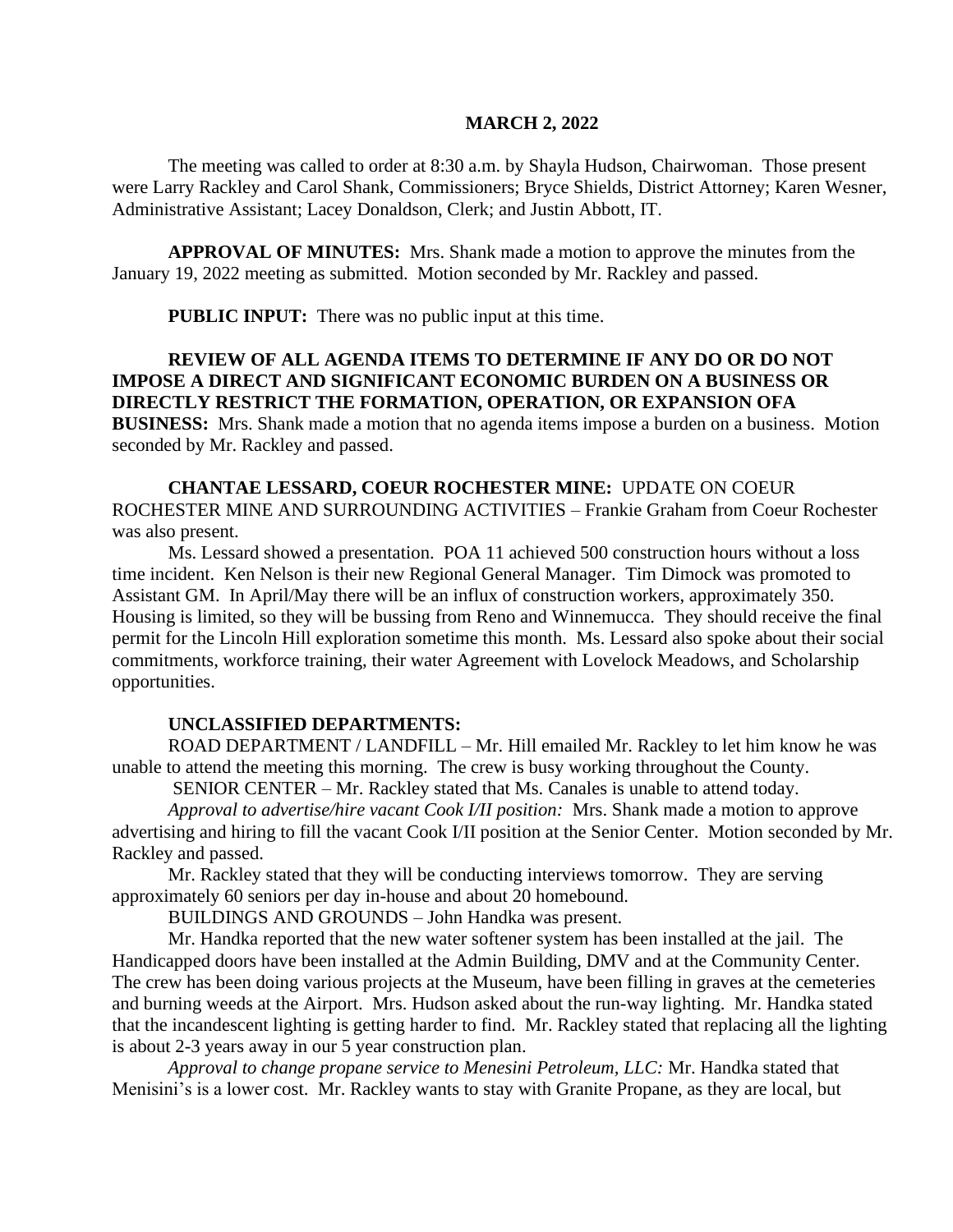**MARCH 2, 2022**

The meeting was called to order at 8:30 a.m. by Shayla Hudson, Chairwoman. Those present were Larry Rackley and Carol Shank, Commissioners; Bryce Shields, District Attorney; Karen Wesner, Administrative Assistant; Lacey Donaldson, Clerk; and Justin Abbott, IT.

**APPROVAL OF MINUTES:** Mrs. Shank made a motion to approve the minutes from the January 19, 2022 meeting as submitted. Motion seconded by Mr. Rackley and passed.

**PUBLIC INPUT:** There was no public input at this time.

**REVIEW OF ALL AGENDA ITEMS TO DETERMINE IF ANY DO OR DO NOT IMPOSE A DIRECT AND SIGNIFICANT ECONOMIC BURDEN ON A BUSINESS OR DIRECTLY RESTRICT THE FORMATION, OPERATION, OR EXPANSION OFA BUSINESS:** Mrs. Shank made a motion that no agenda items impose a burden on a business. Motion seconded by Mr. Rackley and passed.

**CHANTAE LESSARD, COEUR ROCHESTER MINE:** UPDATE ON COEUR ROCHESTER MINE AND SURROUNDING ACTIVITIES – Frankie Graham from Coeur Rochester was also present.

Ms. Lessard showed a presentation. POA 11 achieved 500 construction hours without a loss time incident. Ken Nelson is their new Regional General Manager. Tim Dimock was promoted to Assistant GM. In April/May there will be an influx of construction workers, approximately 350. Housing is limited, so they will be bussing from Reno and Winnemucca. They should receive the final permit for the Lincoln Hill exploration sometime this month. Ms. Lessard also spoke about their social commitments, workforce training, their water Agreement with Lovelock Meadows, and Scholarship opportunities.

**UNCLASSIFIED DEPARTMENTS:**

ROAD DEPARTMENT / LANDFILL – Mr. Hill emailed Mr. Rackley to let him know he was unable to attend the meeting this morning. The crew is busy working throughout the County.

SENIOR CENTER – Mr. Rackley stated that Ms. Canales is unable to attend today.

*Approval to advertise/hire vacant Cook I/II position:* Mrs. Shank made a motion to approve advertising and hiring to fill the vacant Cook I/II position at the Senior Center. Motion seconded by Mr. Rackley and passed.

Mr. Rackley stated that they will be conducting interviews tomorrow. They are serving approximately 60 seniors per day in-house and about 20 homebound.

BUILDINGS AND GROUNDS – John Handka was present.

Mr. Handka reported that the new water softener system has been installed at the jail. The Handicapped doors have been installed at the Admin Building, DMV and at the Community Center. The crew has been doing various projects at the Museum, have been filling in graves at the cemeteries and burning weeds at the Airport. Mrs. Hudson asked about the run-way lighting. Mr. Handka stated that the incandescent lighting is getting harder to find. Mr. Rackley stated that replacing all the lighting is about 2-3 years away in our 5 year construction plan.

*Approval to change propane service to Menesini Petroleum, LLC:* Mr. Handka stated that Menisini's is a lower cost. Mr. Rackley wants to stay with Granite Propane, as they are local, but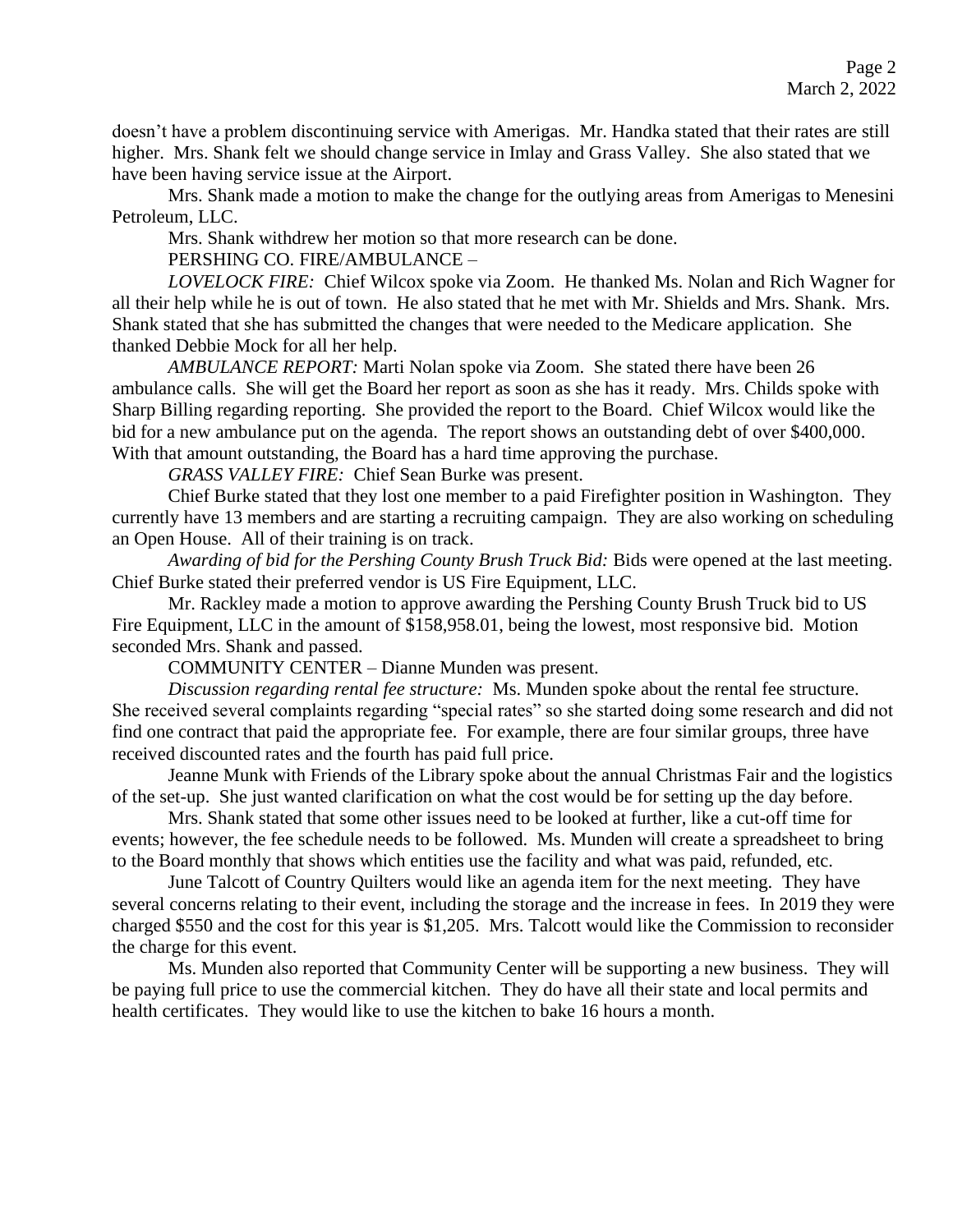doesn't have a problem discontinuing service with Amerigas. Mr. Handka stated that their rates are still higher. Mrs. Shank felt we should change service in Imlay and Grass Valley. She also stated that we have been having service issue at the Airport.

Mrs. Shank made a motion to make the change for the outlying areas from Amerigas to Menesini Petroleum, LLC.

Mrs. Shank withdrew her motion so that more research can be done.

PERSHING CO. FIRE/AMBULANCE –

*LOVELOCK FIRE:* Chief Wilcox spoke via Zoom. He thanked Ms. Nolan and Rich Wagner for all their help while he is out of town. He also stated that he met with Mr. Shields and Mrs. Shank. Mrs. Shank stated that she has submitted the changes that were needed to the Medicare application. She thanked Debbie Mock for all her help.

*AMBULANCE REPORT:* Marti Nolan spoke via Zoom. She stated there have been 26 ambulance calls. She will get the Board her report as soon as she has it ready. Mrs. Childs spoke with Sharp Billing regarding reporting. She provided the report to the Board. Chief Wilcox would like the bid for a new ambulance put on the agenda. The report shows an outstanding debt of over $400,000. With that amount outstanding, the Board has a hard time approving the purchase.

*GRASS VALLEY FIRE:* Chief Sean Burke was present.

Chief Burke stated that they lost one member to a paid Firefighter position in Washington. They currently have 13 members and are starting a recruiting campaign. They are also working on scheduling an Open House. All of their training is on track.

*Awarding of bid for the Pershing County Brush Truck Bid:* Bids were opened at the last meeting. Chief Burke stated their preferred vendor is US Fire Equipment, LLC.

Mr. Rackley made a motion to approve awarding the Pershing County Brush Truck bid to US Fire Equipment, LLC in the amount of $158,958.01, being the lowest, most responsive bid. Motion seconded Mrs. Shank and passed.

COMMUNITY CENTER – Dianne Munden was present.

*Discussion regarding rental fee structure:* Ms. Munden spoke about the rental fee structure. She received several complaints regarding "special rates" so she started doing some research and did not find one contract that paid the appropriate fee. For example, there are four similar groups, three have received discounted rates and the fourth has paid full price.

Jeanne Munk with Friends of the Library spoke about the annual Christmas Fair and the logistics of the set-up. She just wanted clarification on what the cost would be for setting up the day before.

Mrs. Shank stated that some other issues need to be looked at further, like a cut-off time for events; however, the fee schedule needs to be followed. Ms. Munden will create a spreadsheet to bring to the Board monthly that shows which entities use the facility and what was paid, refunded, etc.

June Talcott of Country Quilters would like an agenda item for the next meeting. They have several concerns relating to their event, including the storage and the increase in fees. In 2019 they were charged $550 and the cost for this year is $1,205. Mrs. Talcott would like the Commission to reconsider the charge for this event.

Ms. Munden also reported that Community Center will be supporting a new business. They will be paying full price to use the commercial kitchen. They do have all their state and local permits and health certificates. They would like to use the kitchen to bake 16 hours a month.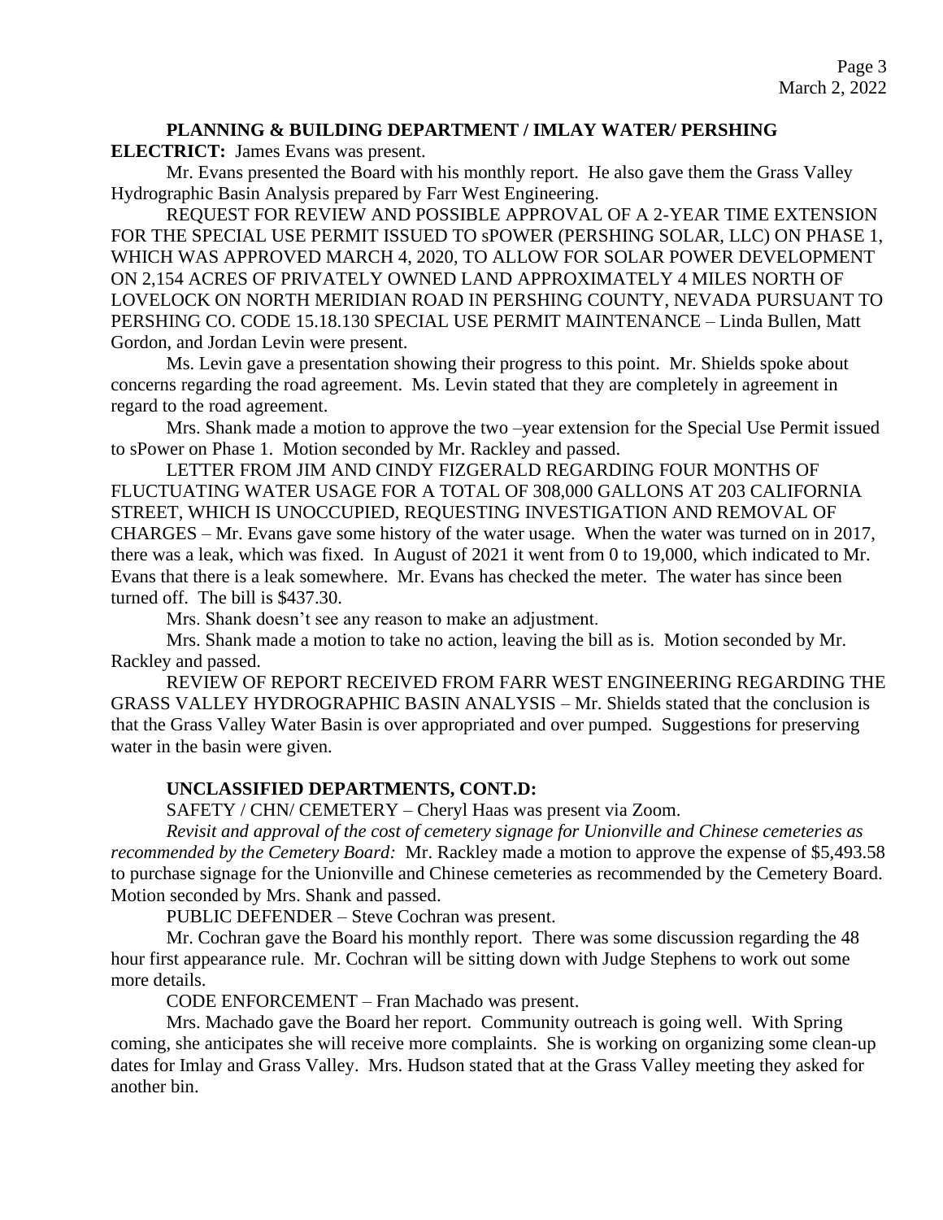**PLANNING & BUILDING DEPARTMENT / IMLAY WATER/ PERSHING ELECTRICT:** James Evans was present.

Mr. Evans presented the Board with his monthly report. He also gave them the Grass Valley Hydrographic Basin Analysis prepared by Farr West Engineering.

REQUEST FOR REVIEW AND POSSIBLE APPROVAL OF A 2-YEAR TIME EXTENSION FOR THE SPECIAL USE PERMIT ISSUED TO sPOWER (PERSHING SOLAR, LLC) ON PHASE 1, WHICH WAS APPROVED MARCH 4, 2020, TO ALLOW FOR SOLAR POWER DEVELOPMENT ON 2,154 ACRES OF PRIVATELY OWNED LAND APPROXIMATELY 4 MILES NORTH OF LOVELOCK ON NORTH MERIDIAN ROAD IN PERSHING COUNTY, NEVADA PURSUANT TO PERSHING CO. CODE 15.18.130 SPECIAL USE PERMIT MAINTENANCE – Linda Bullen, Matt Gordon, and Jordan Levin were present.

Ms. Levin gave a presentation showing their progress to this point. Mr. Shields spoke about concerns regarding the road agreement. Ms. Levin stated that they are completely in agreement in regard to the road agreement.

Mrs. Shank made a motion to approve the two –year extension for the Special Use Permit issued to sPower on Phase 1. Motion seconded by Mr. Rackley and passed.

LETTER FROM JIM AND CINDY FIZGERALD REGARDING FOUR MONTHS OF FLUCTUATING WATER USAGE FOR A TOTAL OF 308,000 GALLONS AT 203 CALIFORNIA STREET, WHICH IS UNOCCUPIED, REQUESTING INVESTIGATION AND REMOVAL OF CHARGES – Mr. Evans gave some history of the water usage. When the water was turned on in 2017, there was a leak, which was fixed. In August of 2021 it went from 0 to 19,000, which indicated to Mr. Evans that there is a leak somewhere. Mr. Evans has checked the meter. The water has since been turned off. The bill is $437.30.

Mrs. Shank doesn't see any reason to make an adjustment.

Mrs. Shank made a motion to take no action, leaving the bill as is. Motion seconded by Mr. Rackley and passed.

REVIEW OF REPORT RECEIVED FROM FARR WEST ENGINEERING REGARDING THE GRASS VALLEY HYDROGRAPHIC BASIN ANALYSIS – Mr. Shields stated that the conclusion is that the Grass Valley Water Basin is over appropriated and over pumped. Suggestions for preserving water in the basin were given.

**UNCLASSIFIED DEPARTMENTS, CONT.D:**

SAFETY / CHN/ CEMETERY – Cheryl Haas was present via Zoom.

*Revisit and approval of the cost of cemetery signage for Unionville and Chinese cemeteries as recommended by the Cemetery Board:* Mr. Rackley made a motion to approve the expense of $5,493.58 to purchase signage for the Unionville and Chinese cemeteries as recommended by the Cemetery Board. Motion seconded by Mrs. Shank and passed.

PUBLIC DEFENDER – Steve Cochran was present.

Mr. Cochran gave the Board his monthly report. There was some discussion regarding the 48 hour first appearance rule. Mr. Cochran will be sitting down with Judge Stephens to work out some more details.

CODE ENFORCEMENT – Fran Machado was present.

Mrs. Machado gave the Board her report. Community outreach is going well. With Spring coming, she anticipates she will receive more complaints. She is working on organizing some clean-up dates for Imlay and Grass Valley. Mrs. Hudson stated that at the Grass Valley meeting they asked for another bin.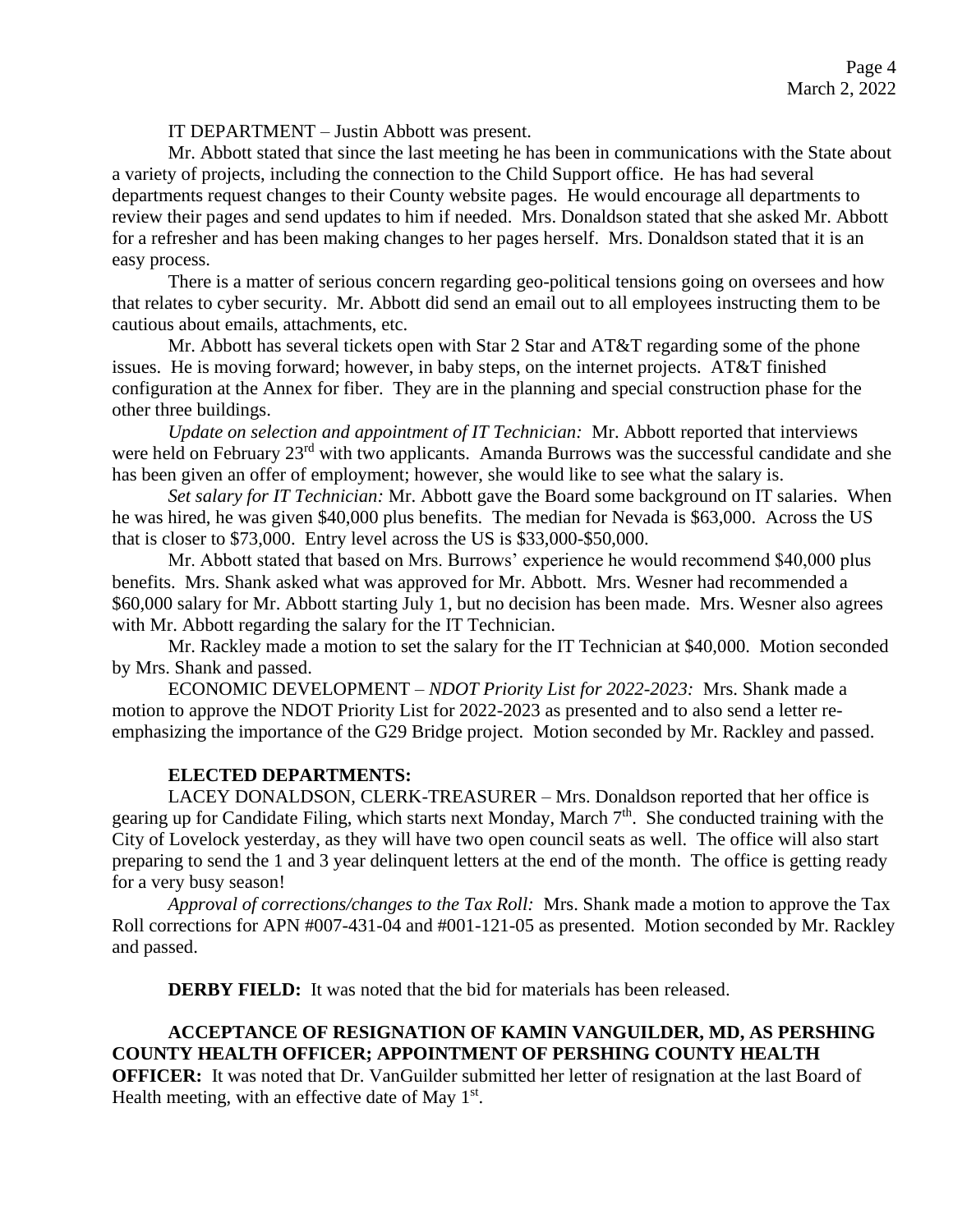IT DEPARTMENT – Justin Abbott was present.

Mr. Abbott stated that since the last meeting he has been in communications with the State about a variety of projects, including the connection to the Child Support office. He has had several departments request changes to their County website pages. He would encourage all departments to review their pages and send updates to him if needed. Mrs. Donaldson stated that she asked Mr. Abbott for a refresher and has been making changes to her pages herself. Mrs. Donaldson stated that it is an easy process.

There is a matter of serious concern regarding geo-political tensions going on oversees and how that relates to cyber security. Mr. Abbott did send an email out to all employees instructing them to be cautious about emails, attachments, etc.

Mr. Abbott has several tickets open with Star 2 Star and AT&T regarding some of the phone issues. He is moving forward; however, in baby steps, on the internet projects. AT&T finished configuration at the Annex for fiber. They are in the planning and special construction phase for the other three buildings.

*Update on selection and appointment of IT Technician:* Mr. Abbott reported that interviews were held on February 23rd with two applicants. Amanda Burrows was the successful candidate and she has been given an offer of employment; however, she would like to see what the salary is.

*Set salary for IT Technician:* Mr. Abbott gave the Board some background on IT salaries. When he was hired, he was given $40,000 plus benefits. The median for Nevada is $63,000. Across the US that is closer to $73,000. Entry level across the US is $33,000-$50,000.

Mr. Abbott stated that based on Mrs. Burrows' experience he would recommend $40,000 plus benefits. Mrs. Shank asked what was approved for Mr. Abbott. Mrs. Wesner had recommended a $60,000 salary for Mr. Abbott starting July 1, but no decision has been made. Mrs. Wesner also agrees with Mr. Abbott regarding the salary for the IT Technician.

Mr. Rackley made a motion to set the salary for the IT Technician at $40,000. Motion seconded by Mrs. Shank and passed.

ECONOMIC DEVELOPMENT – *NDOT Priority List for 2022-2023:* Mrs. Shank made a motion to approve the NDOT Priority List for 2022-2023 as presented and to also send a letter re-emphasizing the importance of the G29 Bridge project. Motion seconded by Mr. Rackley and passed.

**ELECTED DEPARTMENTS:**

LACEY DONALDSON, CLERK-TREASURER – Mrs. Donaldson reported that her office is gearing up for Candidate Filing, which starts next Monday, March 7th. She conducted training with the City of Lovelock yesterday, as they will have two open council seats as well. The office will also start preparing to send the 1 and 3 year delinquent letters at the end of the month. The office is getting ready for a very busy season!

*Approval of corrections/changes to the Tax Roll:* Mrs. Shank made a motion to approve the Tax Roll corrections for APN #007-431-04 and #001-121-05 as presented. Motion seconded by Mr. Rackley and passed.

**DERBY FIELD:** It was noted that the bid for materials has been released.

**ACCEPTANCE OF RESIGNATION OF KAMIN VANGUILDER, MD, AS PERSHING COUNTY HEALTH OFFICER; APPOINTMENT OF PERSHING COUNTY HEALTH OFFICER:** It was noted that Dr. VanGuilder submitted her letter of resignation at the last Board of Health meeting, with an effective date of May 1st.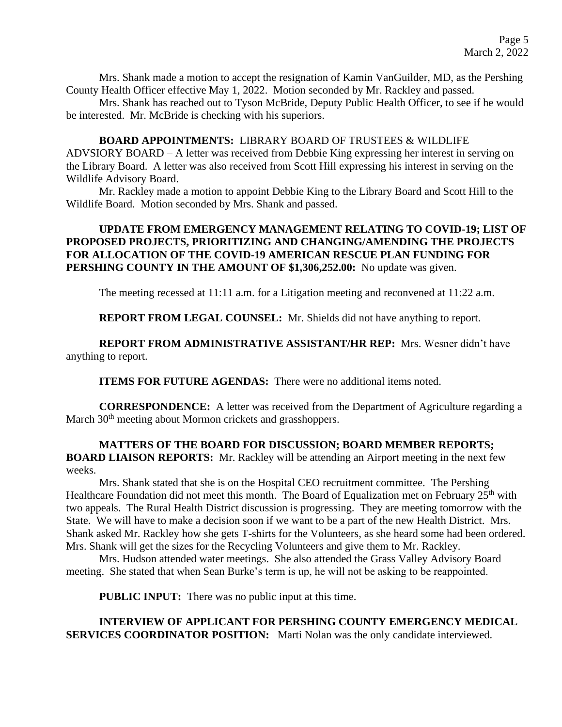Mrs. Shank made a motion to accept the resignation of Kamin VanGuilder, MD, as the Pershing County Health Officer effective May 1, 2022. Motion seconded by Mr. Rackley and passed.

Mrs. Shank has reached out to Tyson McBride, Deputy Public Health Officer, to see if he would be interested. Mr. McBride is checking with his superiors.

**BOARD APPOINTMENTS:** LIBRARY BOARD OF TRUSTEES & WILDLIFE ADVSIORY BOARD – A letter was received from Debbie King expressing her interest in serving on the Library Board. A letter was also received from Scott Hill expressing his interest in serving on the Wildlife Advisory Board.

Mr. Rackley made a motion to appoint Debbie King to the Library Board and Scott Hill to the Wildlife Board. Motion seconded by Mrs. Shank and passed.

**UPDATE FROM EMERGENCY MANAGEMENT RELATING TO COVID-19; LIST OF PROPOSED PROJECTS, PRIORITIZING AND CHANGING/AMENDING THE PROJECTS FOR ALLOCATION OF THE COVID-19 AMERICAN RESCUE PLAN FUNDING FOR PERSHING COUNTY IN THE AMOUNT OF $1,306,252.00:** No update was given.

The meeting recessed at 11:11 a.m. for a Litigation meeting and reconvened at 11:22 a.m.

**REPORT FROM LEGAL COUNSEL:** Mr. Shields did not have anything to report.

**REPORT FROM ADMINISTRATIVE ASSISTANT/HR REP:** Mrs. Wesner didn't have anything to report.

**ITEMS FOR FUTURE AGENDAS:** There were no additional items noted.

**CORRESPONDENCE:** A letter was received from the Department of Agriculture regarding a March 30th meeting about Mormon crickets and grasshoppers.

**MATTERS OF THE BOARD FOR DISCUSSION; BOARD MEMBER REPORTS; BOARD LIAISON REPORTS:** Mr. Rackley will be attending an Airport meeting in the next few weeks.

Mrs. Shank stated that she is on the Hospital CEO recruitment committee. The Pershing Healthcare Foundation did not meet this month. The Board of Equalization met on February 25th with two appeals. The Rural Health District discussion is progressing. They are meeting tomorrow with the State. We will have to make a decision soon if we want to be a part of the new Health District. Mrs. Shank asked Mr. Rackley how she gets T-shirts for the Volunteers, as she heard some had been ordered. Mrs. Shank will get the sizes for the Recycling Volunteers and give them to Mr. Rackley.

Mrs. Hudson attended water meetings. She also attended the Grass Valley Advisory Board meeting. She stated that when Sean Burke's term is up, he will not be asking to be reappointed.

**PUBLIC INPUT:** There was no public input at this time.

**INTERVIEW OF APPLICANT FOR PERSHING COUNTY EMERGENCY MEDICAL SERVICES COORDINATOR POSITION:** Marti Nolan was the only candidate interviewed.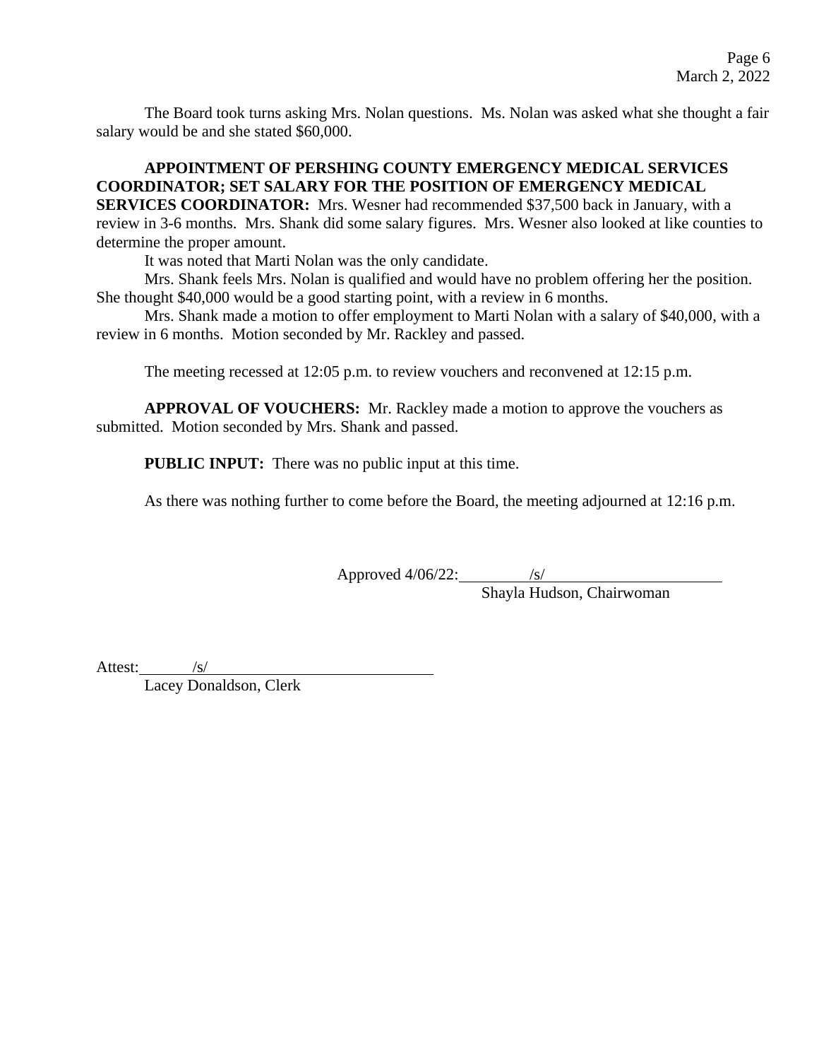The Board took turns asking Mrs. Nolan questions. Ms. Nolan was asked what she thought a fair salary would be and she stated $60,000.

**APPOINTMENT OF PERSHING COUNTY EMERGENCY MEDICAL SERVICES COORDINATOR; SET SALARY FOR THE POSITION OF EMERGENCY MEDICAL SERVICES COORDINATOR:** Mrs. Wesner had recommended $37,500 back in January, with a review in 3-6 months. Mrs. Shank did some salary figures. Mrs. Wesner also looked at like counties to determine the proper amount.

It was noted that Marti Nolan was the only candidate.

Mrs. Shank feels Mrs. Nolan is qualified and would have no problem offering her the position. She thought $40,000 would be a good starting point, with a review in 6 months.

Mrs. Shank made a motion to offer employment to Marti Nolan with a salary of $40,000, with a review in 6 months. Motion seconded by Mr. Rackley and passed.

The meeting recessed at 12:05 p.m. to review vouchers and reconvened at 12:15 p.m.

**APPROVAL OF VOUCHERS:** Mr. Rackley made a motion to approve the vouchers as submitted. Motion seconded by Mrs. Shank and passed.

**PUBLIC INPUT:** There was no public input at this time.

As there was nothing further to come before the Board, the meeting adjourned at 12:16 p.m.

Approved 4/06/22: /s/
Shayla Hudson, Chairwoman

Attest: /s/
Lacey Donaldson, Clerk